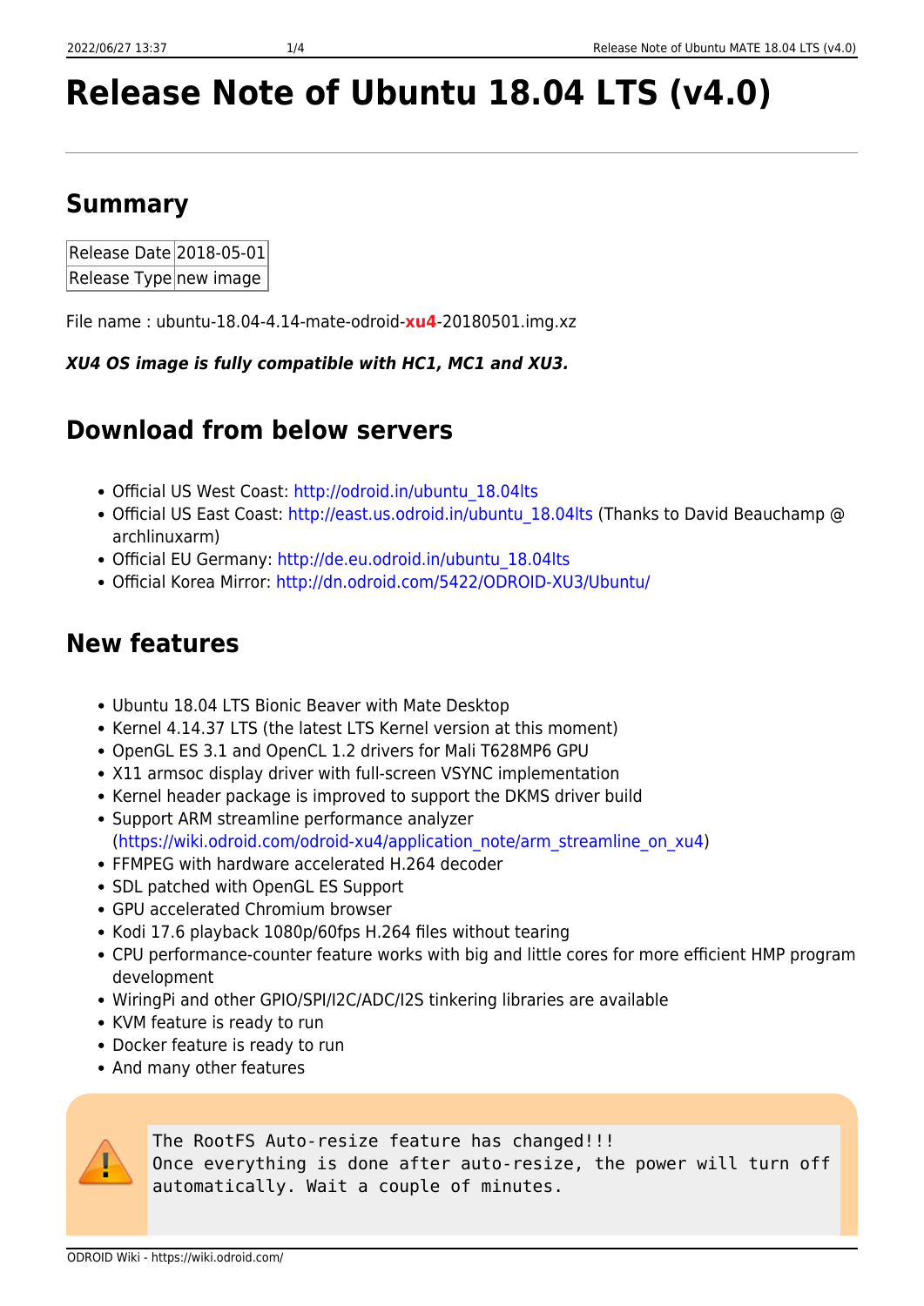# Release Note of Ubuntu 18.04 LTS (v4.0)

## Summary

| Release Date | 2018-05-01 |
|---|---|
| Release Type | new image |

File name : ubuntu-18.04-4.14-mate-odroid-**xu4**-20180501.img.xz

***XU4 OS image is fully compatible with HC1, MC1 and XU3.***

## Download from below servers

- Official US West Coast: http://odroid.in/ubuntu_18.04lts
- Official US East Coast: http://east.us.odroid.in/ubuntu_18.04lts (Thanks to David Beauchamp @ archlinuxarm)
- Official EU Germany: http://de.eu.odroid.in/ubuntu_18.04lts
- Official Korea Mirror: http://dn.odroid.com/5422/ODROID-XU3/Ubuntu/

## New features

- Ubuntu 18.04 LTS Bionic Beaver with Mate Desktop
- Kernel 4.14.37 LTS (the latest LTS Kernel version at this moment)
- OpenGL ES 3.1 and OpenCL 1.2 drivers for Mali T628MP6 GPU
- X11 armsoc display driver with full-screen VSYNC implementation
- Kernel header package is improved to support the DKMS driver build
- Support ARM streamline performance analyzer (https://wiki.odroid.com/odroid-xu4/application_note/arm_streamline_on_xu4)
- FFMPEG with hardware accelerated H.264 decoder
- SDL patched with OpenGL ES Support
- GPU accelerated Chromium browser
- Kodi 17.6 playback 1080p/60fps H.264 files without tearing
- CPU performance-counter feature works with big and little cores for more efficient HMP program development
- WiringPi and other GPIO/SPI/I2C/ADC/I2S tinkering libraries are available
- KVM feature is ready to run
- Docker feature is ready to run
- And many other features

```
The RootFS Auto-resize feature has changed!!!
Once everything is done after auto-resize, the power will turn off
automatically. Wait a couple of minutes.
```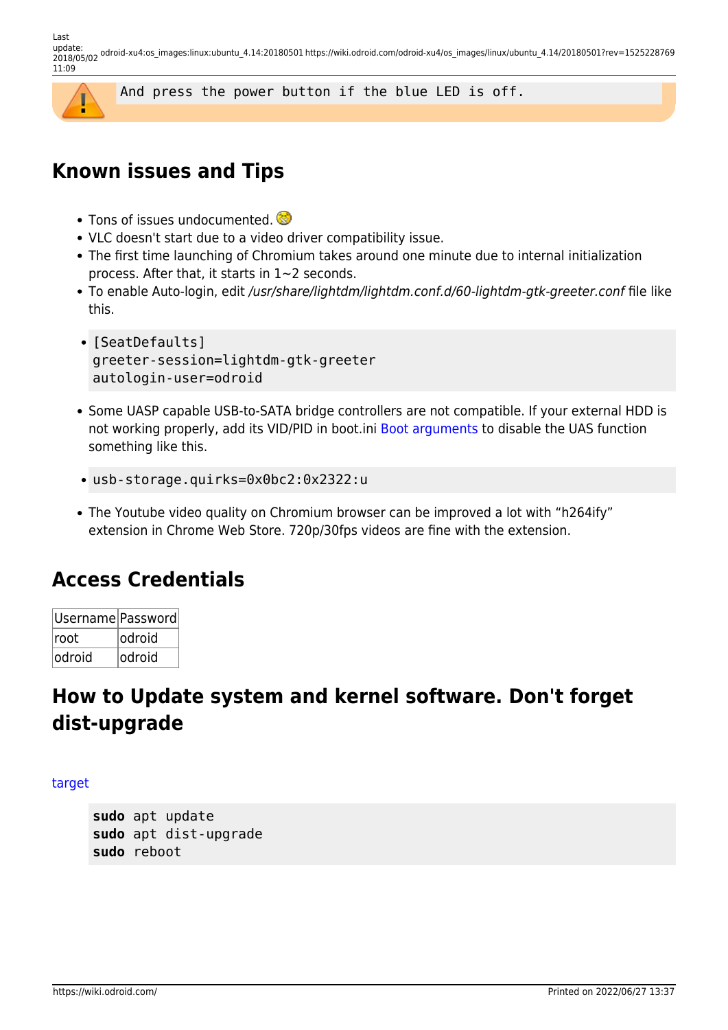```
And press the power button if the blue LED is off.
```

## Known issues and Tips

- Tons of issues undocumented.
- VLC doesn't start due to a video driver compatibility issue.
- The first time launching of Chromium takes around one minute due to internal initialization process. After that, it starts in 1~2 seconds.
- To enable Auto-login, edit */usr/share/lightdm/lightdm.conf.d/60-lightdm-gtk-greeter.conf* file like this.

```
[SeatDefaults]
greeter-session=lightdm-gtk-greeter
autologin-user=odroid
```

- Some UASP capable USB-to-SATA bridge controllers are not compatible. If your external HDD is not working properly, add its VID/PID in boot.ini Boot arguments to disable the UAS function something like this.

```
usb-storage.quirks=0x0bc2:0x2322:u
```

- The Youtube video quality on Chromium browser can be improved a lot with "h264ify" extension in Chrome Web Store. 720p/30fps videos are fine with the extension.

## Access Credentials

| Username | Password |
| --- | --- |
| root | odroid |
| odroid | odroid |

## How to Update system and kernel software. Don't forget dist-upgrade

target

```
sudo apt update
sudo apt dist-upgrade
sudo reboot
```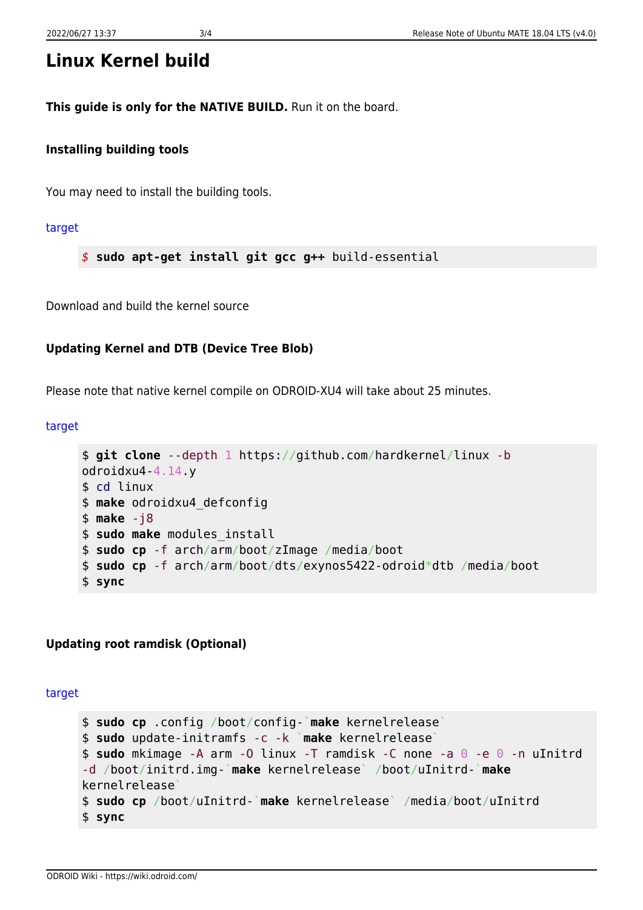# Linux Kernel build

**This guide is only for the NATIVE BUILD.** Run it on the board.

### Installing building tools

You may need to install the building tools.

target

```
$ sudo apt-get install git gcc g++ build-essential
```

Download and build the kernel source

### Updating Kernel and DTB (Device Tree Blob)

Please note that native kernel compile on ODROID-XU4 will take about 25 minutes.

target

```
$ git clone --depth 1 https://github.com/hardkernel/linux -b
odroidxu4-4.14.y
$ cd linux
$ make odroidxu4_defconfig
$ make -j8
$ sudo make modules_install
$ sudo cp -f arch/arm/boot/zImage /media/boot
$ sudo cp -f arch/arm/boot/dts/exynos5422-odroid*dtb /media/boot
$ sync
```

### Updating root ramdisk (Optional)

target

```
$ sudo cp .config /boot/config-`make kernelrelease`
$ sudo update-initramfs -c -k `make kernelrelease`
$ sudo mkimage -A arm -O linux -T ramdisk -C none -a 0 -e 0 -n uInitrd
-d /boot/initrd.img-`make kernelrelease` /boot/uInitrd-`make
kernelrelease`
$ sudo cp /boot/uInitrd-`make kernelrelease` /media/boot/uInitrd
$ sync
```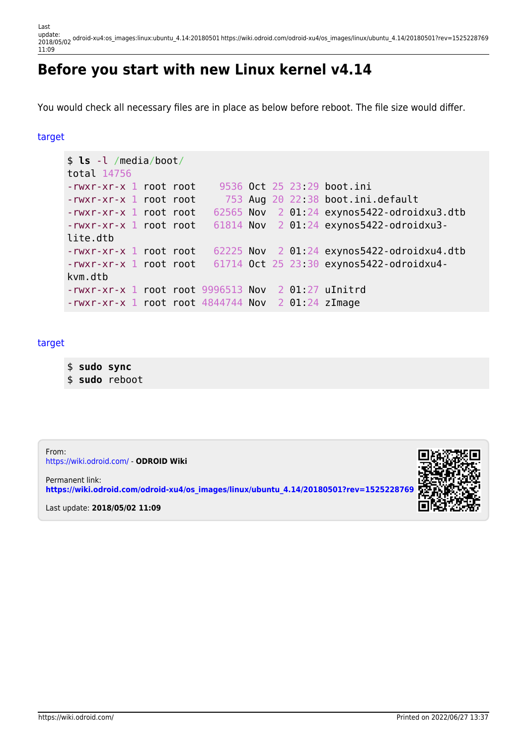# Before you start with new Linux kernel v4.14

You would check all necessary files are in place as below before reboot. The file size would differ.

target

```
$ ls -l /media/boot/
total 14756
-rwxr-xr-x 1 root root    9536 Oct 25 23:29 boot.ini
-rwxr-xr-x 1 root root     753 Aug 20 22:38 boot.ini.default
-rwxr-xr-x 1 root root   62565 Nov  2 01:24 exynos5422-odroidxu3.dtb
-rwxr-xr-x 1 root root   61814 Nov  2 01:24 exynos5422-odroidxu3-lite.dtb
-rwxr-xr-x 1 root root   62225 Nov  2 01:24 exynos5422-odroidxu4.dtb
-rwxr-xr-x 1 root root   61714 Oct 25 23:30 exynos5422-odroidxu4-kvm.dtb
-rwxr-xr-x 1 root root 9996513 Nov  2 01:27 uInitrd
-rwxr-xr-x 1 root root 4844744 Nov  2 01:24 zImage
```

target

```
$ sudo sync
$ sudo reboot
```

From:
https://wiki.odroid.com/ - **ODROID Wiki**

Permanent link:
**https://wiki.odroid.com/odroid-xu4/os_images/linux/ubuntu_4.14/20180501?rev=1525228769**

Last update: **2018/05/02 11:09**